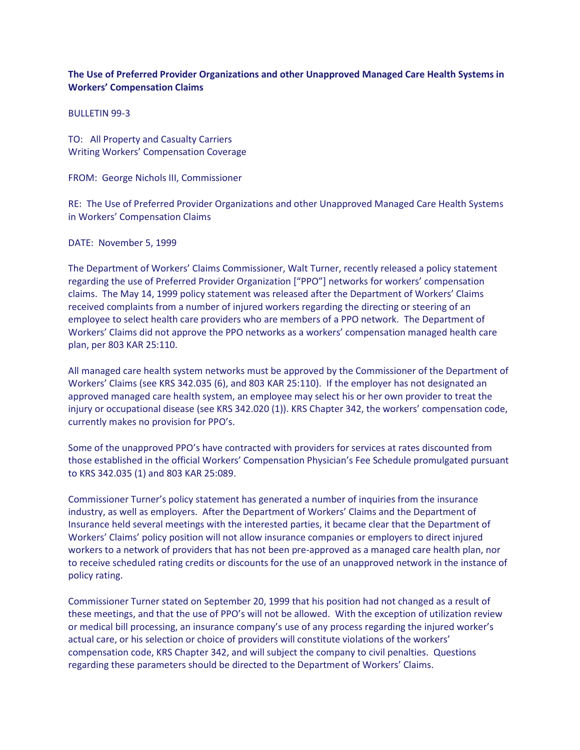**The Use of Preferred Provider Organizations and other Unapproved Managed Care Health Systems in Workers' Compensation Claims**

BULLETIN 99-3

TO: All Property and Casualty Carriers
Writing Workers' Compensation Coverage

FROM: George Nichols III, Commissioner

RE: The Use of Preferred Provider Organizations and other Unapproved Managed Care Health Systems in Workers' Compensation Claims

DATE: November 5, 1999

The Department of Workers' Claims Commissioner, Walt Turner, recently released a policy statement regarding the use of Preferred Provider Organization ["PPO"] networks for workers' compensation claims. The May 14, 1999 policy statement was released after the Department of Workers' Claims received complaints from a number of injured workers regarding the directing or steering of an employee to select health care providers who are members of a PPO network. The Department of Workers' Claims did not approve the PPO networks as a workers' compensation managed health care plan, per 803 KAR 25:110.

All managed care health system networks must be approved by the Commissioner of the Department of Workers' Claims (see KRS 342.035 (6), and 803 KAR 25:110). If the employer has not designated an approved managed care health system, an employee may select his or her own provider to treat the injury or occupational disease (see KRS 342.020 (1)). KRS Chapter 342, the workers' compensation code, currently makes no provision for PPO's.

Some of the unapproved PPO's have contracted with providers for services at rates discounted from those established in the official Workers' Compensation Physician's Fee Schedule promulgated pursuant to KRS 342.035 (1) and 803 KAR 25:089.

Commissioner Turner's policy statement has generated a number of inquiries from the insurance industry, as well as employers. After the Department of Workers' Claims and the Department of Insurance held several meetings with the interested parties, it became clear that the Department of Workers' Claims' policy position will not allow insurance companies or employers to direct injured workers to a network of providers that has not been pre-approved as a managed care health plan, nor to receive scheduled rating credits or discounts for the use of an unapproved network in the instance of policy rating.

Commissioner Turner stated on September 20, 1999 that his position had not changed as a result of these meetings, and that the use of PPO's will not be allowed. With the exception of utilization review or medical bill processing, an insurance company's use of any process regarding the injured worker's actual care, or his selection or choice of providers will constitute violations of the workers' compensation code, KRS Chapter 342, and will subject the company to civil penalties. Questions regarding these parameters should be directed to the Department of Workers' Claims.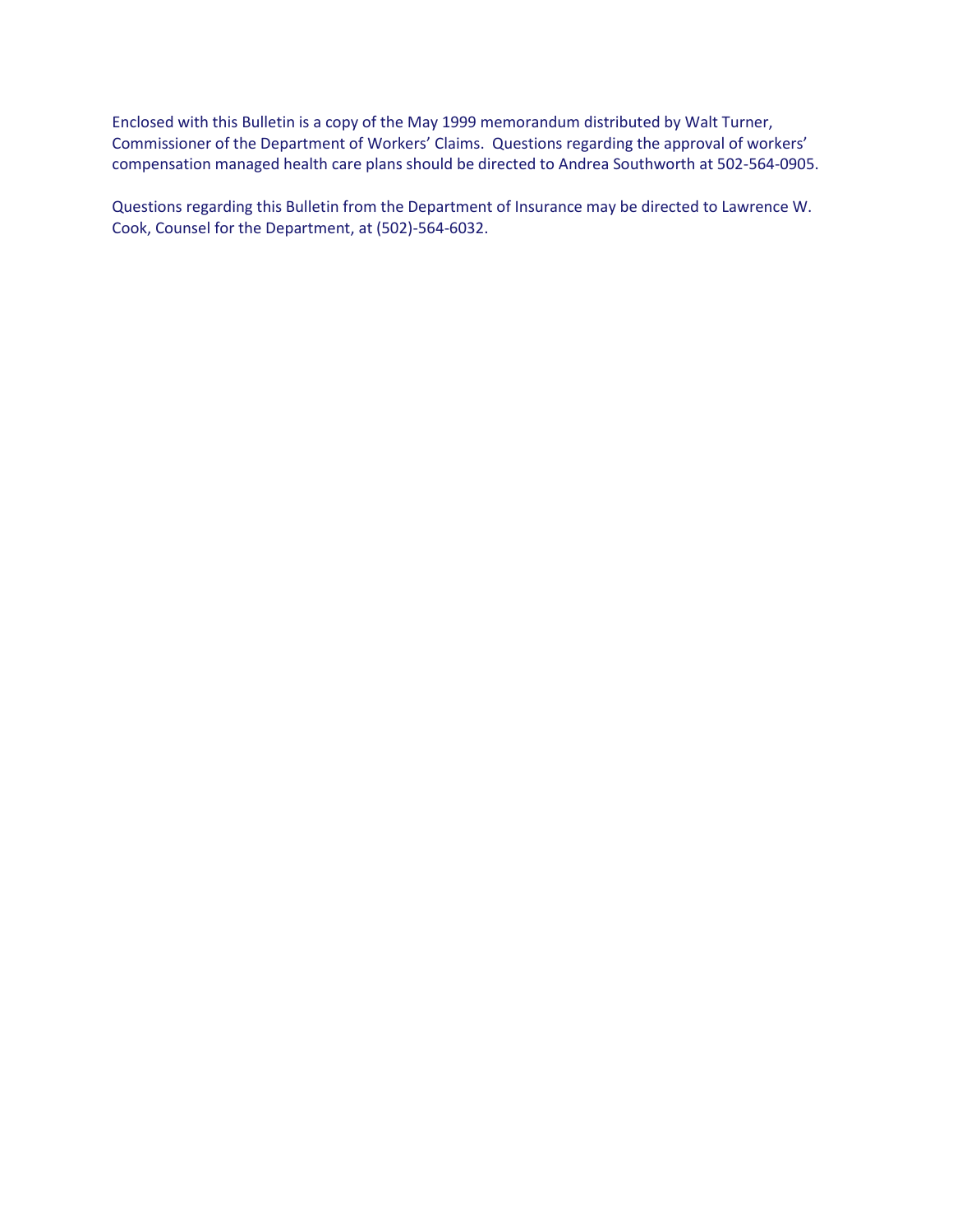Enclosed with this Bulletin is a copy of the May 1999 memorandum distributed by Walt Turner, Commissioner of the Department of Workers' Claims. Questions regarding the approval of workers' compensation managed health care plans should be directed to Andrea Southworth at 502-564-0905.

Questions regarding this Bulletin from the Department of Insurance may be directed to Lawrence W. Cook, Counsel for the Department, at (502)-564-6032.